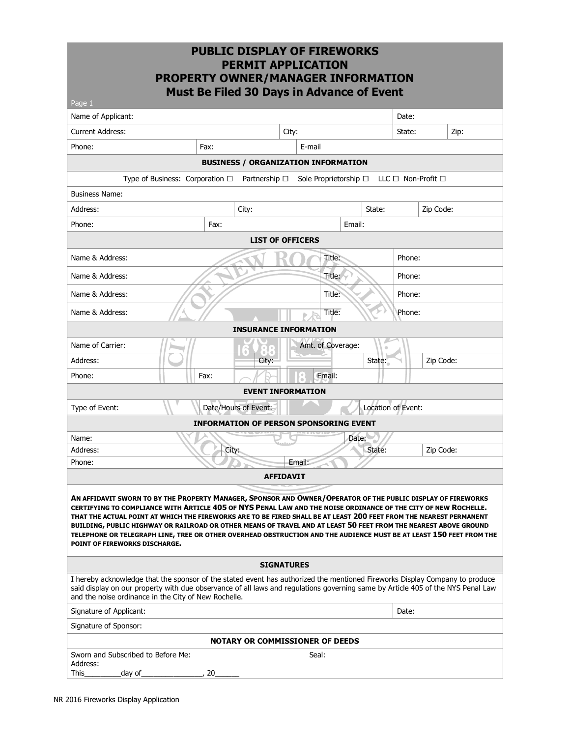# PUBLIC DISPLAY OF FIREWORKS
# PERMIT APPLICATION
# PROPERTY OWNER/MANAGER INFORMATION
## Must Be Filed 30 Days in Advance of Event

Page 1

| Name of Applicant: | | | Date: | |
|---|---|---|---|---|
| Current Address: | | City: | State: | Zip: |
| Phone: | Fax: | E-mail | | |

### BUSINESS / ORGANIZATION INFORMATION

Type of Business: Corporation ☐ Partnership ☐ Sole Proprietorship ☐ LLC ☐ Non-Profit ☐

| Business Name: | | | | |
|---|---|---|---|---|
| Address: | City: | | State: | Zip Code: |
| Phone: | Fax: | Email: | | |

### LIST OF OFFICERS

| Name & Address: | Title: | Phone: |
|---|---|---|
| Name & Address: | Title: | Phone: |
| Name & Address: | Title: | Phone: |
| Name & Address: | Title: | Phone: |

### INSURANCE INFORMATION

| Name of Carrier: | | Amt. of Coverage: | | |
|---|---|---|---|---|
| Address: | City: | | State: | Zip Code: |
| Phone: | Fax: | Email: | | |

### EVENT INFORMATION

| Type of Event: | Date/Hours of Event: | Location of Event: |
|---|---|---|

### INFORMATION OF PERSON SPONSORING EVENT

| Name: | | Date: | |
|---|---|---|---|
| Address: | City: | State: | Zip Code: |
| Phone: | Email: | | |

### AFFIDAVIT

**AN AFFIDAVIT SWORN TO BY THE PROPERTY MANAGER, SPONSOR AND OWNER/OPERATOR OF THE PUBLIC DISPLAY OF FIREWORKS CERTIFYING TO COMPLIANCE WITH ARTICLE 405 OF NYS PENAL LAW AND THE NOISE ORDINANCE OF THE CITY OF NEW ROCHELLE. THAT THE ACTUAL POINT AT WHICH THE FIREWORKS ARE TO BE FIRED SHALL BE AT LEAST 200 FEET FROM THE NEAREST PERMANENT BUILDING, PUBLIC HIGHWAY OR RAILROAD OR OTHER MEANS OF TRAVEL AND AT LEAST 50 FEET FROM THE NEAREST ABOVE GROUND TELEPHONE OR TELEGRAPH LINE, TREE OR OTHER OVERHEAD OBSTRUCTION AND THE AUDIENCE MUST BE AT LEAST 150 FEET FROM THE POINT OF FIREWORKS DISCHARGE.**

### SIGNATURES

I hereby acknowledge that the sponsor of the stated event has authorized the mentioned Fireworks Display Company to produce said display on our property with due observance of all laws and regulations governing same by Article 405 of the NYS Penal Law and the noise ordinance in the City of New Rochelle.

| Signature of Applicant: | Date: |
|---|---|
| Signature of Sponsor: | |

### NOTARY OR COMMISSIONER OF DEEDS

Sworn and Subscribed to Before Me: Seal:
Address:
This_________day of_______________, 20______

NR 2016 Fireworks Display Application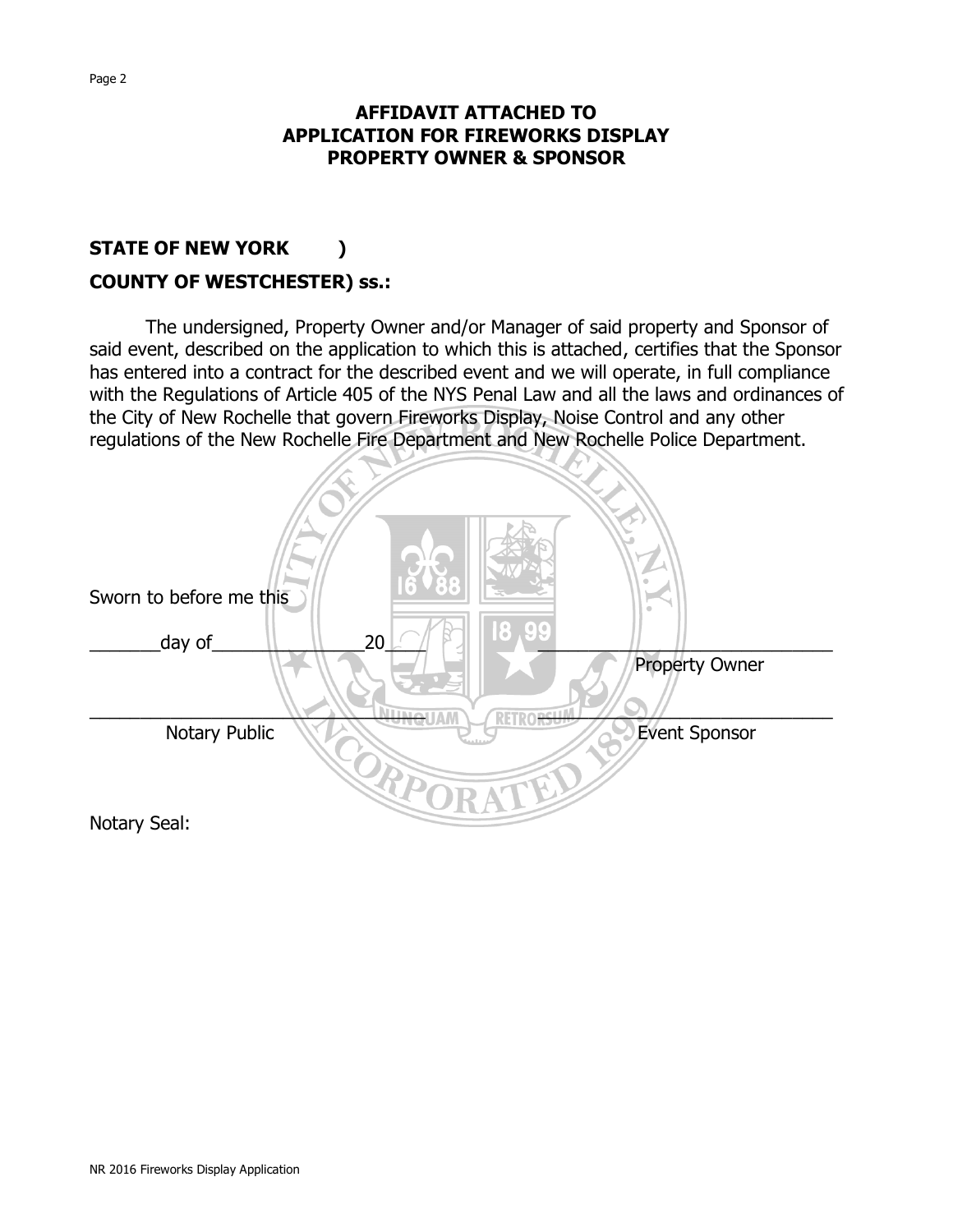## AFFIDAVIT ATTACHED TO APPLICATION FOR FIREWORKS DISPLAY PROPERTY OWNER & SPONSOR

**STATE OF NEW YORK )**

**COUNTY OF WESTCHESTER) ss.:**

The undersigned, Property Owner and/or Manager of said property and Sponsor of said event, described on the application to which this is attached, certifies that the Sponsor has entered into a contract for the described event and we will operate, in full compliance with the Regulations of Article 405 of the NYS Penal Law and all the laws and ordinances of the City of New Rochelle that govern Fireworks Display, Noise Control and any other regulations of the New Rochelle Fire Department and New Rochelle Police Department.

Sworn to before me this

_______day of_______________20____ ______________________________

Property Owner

______________________________ ______________________________

Notary Public Event Sponsor

Notary Seal: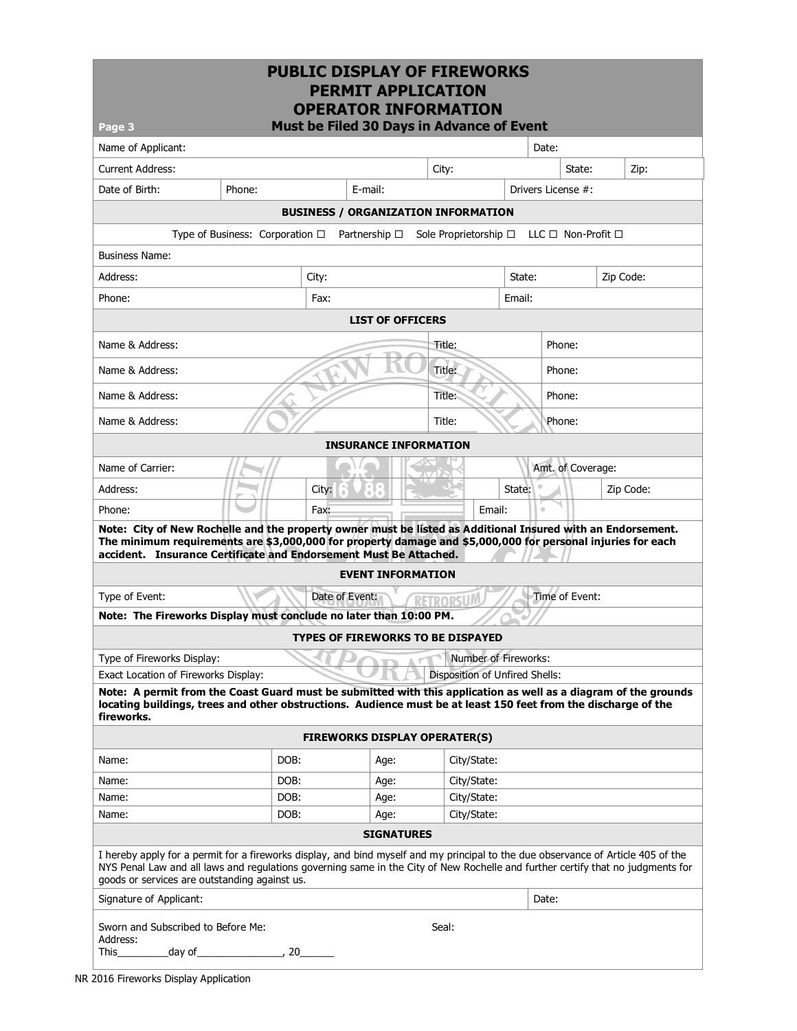# PUBLIC DISPLAY OF FIREWORKS PERMIT APPLICATION OPERATOR INFORMATION

Page 3 **Must be Filed 30 Days in Advance of Event**

| Name of Applicant: | | | Date: | |
|---|---|---|---|---|
| Current Address: | | City: | State: | Zip: |
| Date of Birth: | Phone: | E-mail: | Drivers License #: | |

## BUSINESS / ORGANIZATION INFORMATION

Type of Business: Corporation ☐ Partnership ☐ Sole Proprietorship ☐ LLC ☐ Non-Profit ☐

| Business Name: | | | |
|---|---|---|---|
| Address: | City: | State: | Zip Code: |
| Phone: | Fax: | Email: | |

## LIST OF OFFICERS

| Name & Address: | Title: | Phone: |
|---|---|---|
| Name & Address: | Title: | Phone: |
| Name & Address: | Title: | Phone: |
| Name & Address: | Title: | Phone: |

## INSURANCE INFORMATION

| Name of Carrier: | | Amt. of Coverage: | |
|---|---|---|---|
| Address: | City: | State: | Zip Code: |
| Phone: | Fax: | Email: | |

**Note: City of New Rochelle and the property owner must be listed as Additional Insured with an Endorsement. The minimum requirements are $3,000,000 for property damage and $5,000,000 for personal injuries for each accident. Insurance Certificate and Endorsement Must Be Attached.**

## EVENT INFORMATION

| Type of Event: | Date of Event: | Time of Event: |
|---|---|---|

**Note: The Fireworks Display must conclude no later than 10:00 PM.**

## TYPES OF FIREWORKS TO BE DISPAYED

| Type of Fireworks Display: | Number of Fireworks: |
|---|---|
| Exact Location of Fireworks Display: | Disposition of Unfired Shells: |

**Note: A permit from the Coast Guard must be submitted with this application as well as a diagram of the grounds locating buildings, trees and other obstructions. Audience must be at least 150 feet from the discharge of the fireworks.**

## FIREWORKS DISPLAY OPERATER(S)

| Name: | DOB: | Age: | City/State: |
|---|---|---|---|
| Name: | DOB: | Age: | City/State: |
| Name: | DOB: | Age: | City/State: |
| Name: | DOB: | Age: | City/State: |

## SIGNATURES

I hereby apply for a permit for a fireworks display, and bind myself and my principal to the due observance of Article 405 of the NYS Penal Law and all laws and regulations governing same in the City of New Rochelle and further certify that no judgments for goods or services are outstanding against us.

| Signature of Applicant: | Date: |
|---|---|

Sworn and Subscribed to Before Me: Seal:
Address:
This_________day of_______________, 20______

NR 2016 Fireworks Display Application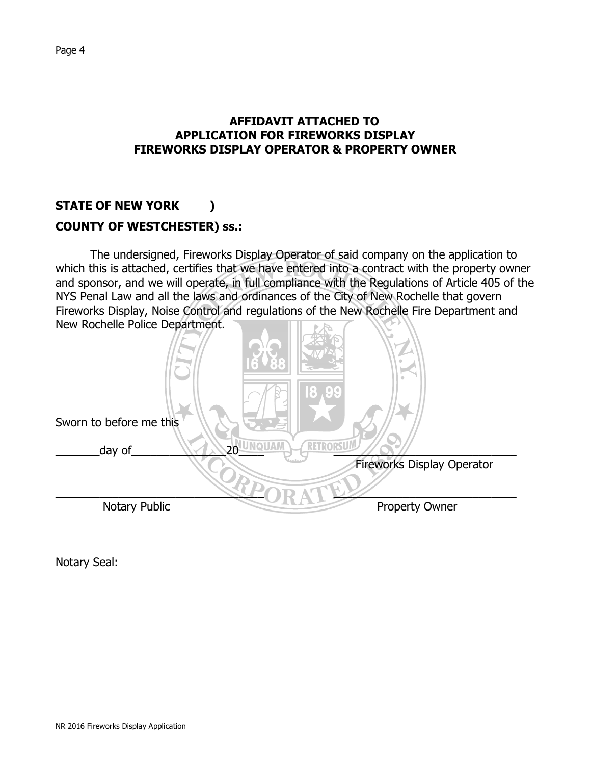## AFFIDAVIT ATTACHED TO APPLICATION FOR FIREWORKS DISPLAY FIREWORKS DISPLAY OPERATOR & PROPERTY OWNER

**STATE OF NEW YORK )**

**COUNTY OF WESTCHESTER) ss.:**

The undersigned, Fireworks Display Operator of said company on the application to which this is attached, certifies that we have entered into a contract with the property owner and sponsor, and we will operate, in full compliance with the Regulations of Article 405 of the NYS Penal Law and all the laws and ordinances of the City of New Rochelle that govern Fireworks Display, Noise Control and regulations of the New Rochelle Fire Department and New Rochelle Police Department.

Sworn to before me this

_______day of_______________20_____ ______________________________
Fireworks Display Operator

______________________________ ______________________________
Notary Public Property Owner

Notary Seal: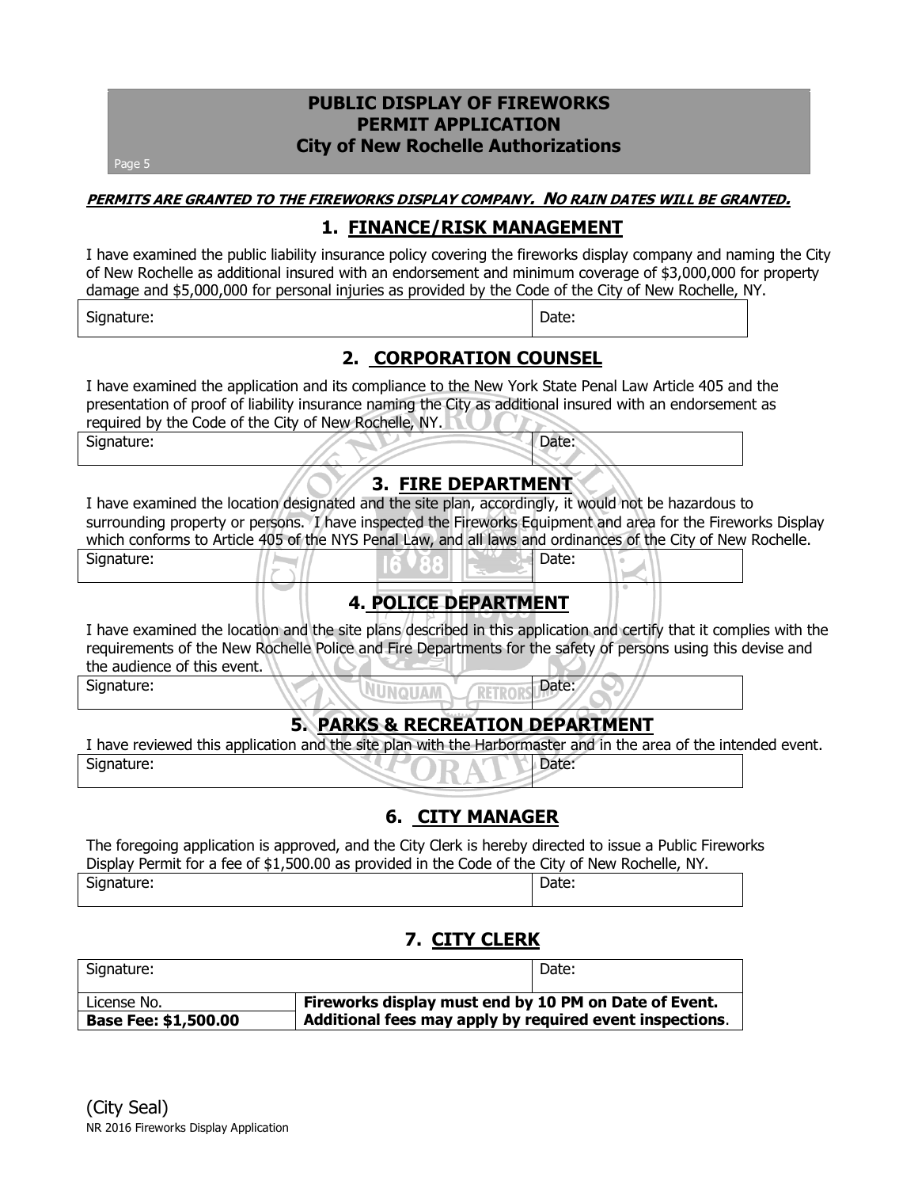# PUBLIC DISPLAY OF FIREWORKS
# PERMIT APPLICATION
# City of New Rochelle Authorizations

***PERMITS ARE GRANTED TO THE FIREWORKS DISPLAY COMPANY. NO RAIN DATES WILL BE GRANTED.***

## 1. FINANCE/RISK MANAGEMENT

I have examined the public liability insurance policy covering the fireworks display company and naming the City of New Rochelle as additional insured with an endorsement and minimum coverage of $3,000,000 for property damage and $5,000,000 for personal injuries as provided by the Code of the City of New Rochelle, NY.

| | |
|---|---|
| Signature: | Date: |

## 2. CORPORATION COUNSEL

I have examined the application and its compliance to the New York State Penal Law Article 405 and the presentation of proof of liability insurance naming the City as additional insured with an endorsement as required by the Code of the City of New Rochelle, NY.

| | |
|---|---|
| Signature: | Date: |

## 3. FIRE DEPARTMENT

I have examined the location designated and the site plan, accordingly, it would not be hazardous to surrounding property or persons. I have inspected the Fireworks Equipment and area for the Fireworks Display which conforms to Article 405 of the NYS Penal Law, and all laws and ordinances of the City of New Rochelle.

| | |
|---|---|
| Signature: | Date: |

## 4. POLICE DEPARTMENT

I have examined the location and the site plans described in this application and certify that it complies with the requirements of the New Rochelle Police and Fire Departments for the safety of persons using this devise and the audience of this event.

| | |
|---|---|
| Signature: | Date: |

## 5. PARKS & RECREATION DEPARTMENT

I have reviewed this application and the site plan with the Harbormaster and in the area of the intended event.

| | |
|---|---|
| Signature: | Date: |

## 6. CITY MANAGER

The foregoing application is approved, and the City Clerk is hereby directed to issue a Public Fireworks Display Permit for a fee of $1,500.00 as provided in the Code of the City of New Rochelle, NY.

| | |
|---|---|
| Signature: | Date: |

## 7. CITY CLERK

| | | |
|---|---|---|
| Signature: | | Date: |
| License No. | **Fireworks display must end by 10 PM on Date of Event.** | |
| **Base Fee: $1,500.00** | **Additional fees may apply by required event inspections**. | |

(City Seal)

NR 2016 Fireworks Display Application